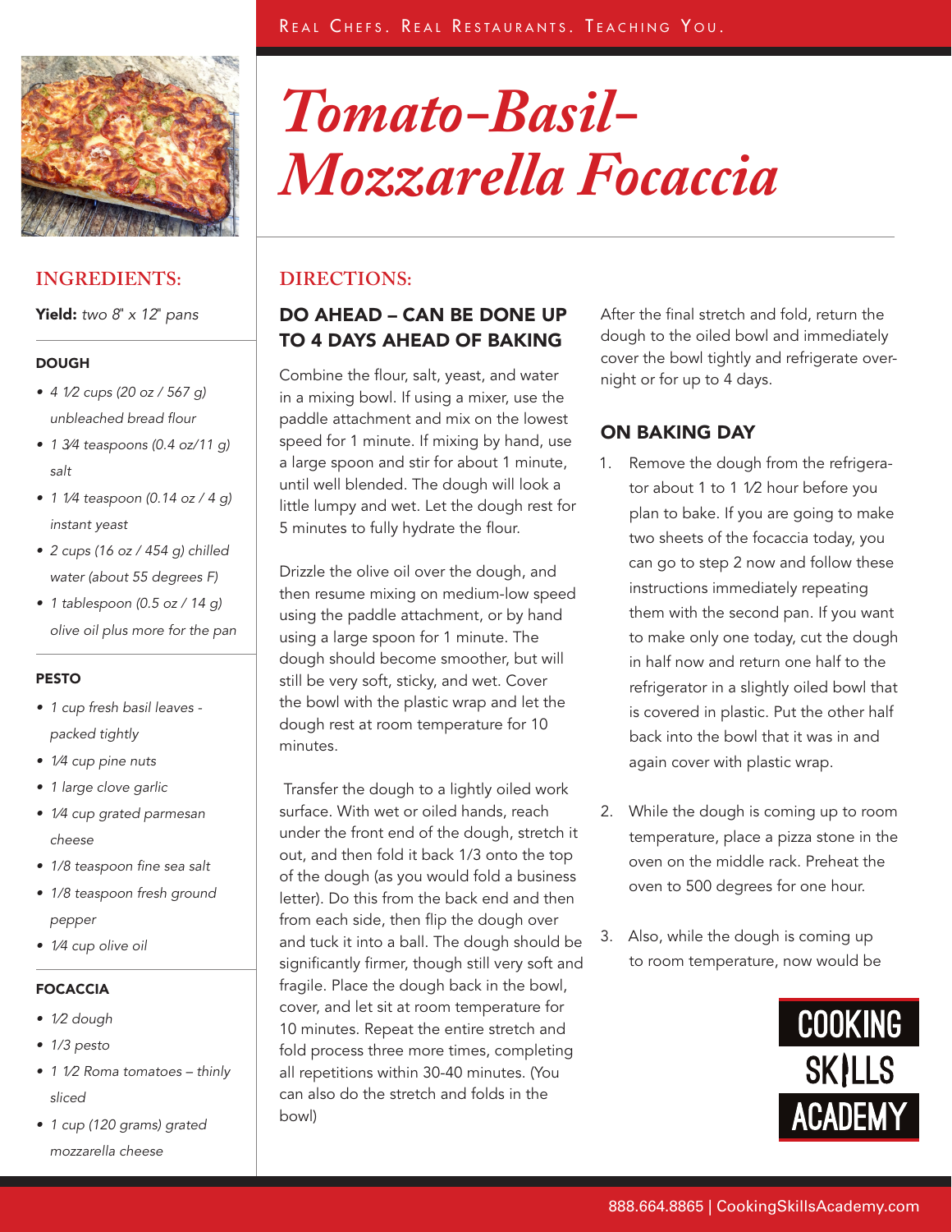# Tomato-Basil-Mozzarella Focaccia

## INGREDIENTS:

**Yield:** *two 8" x 12" pans*

### DOUGH

- *4 1⁄2 cups (20 oz / 567 g) unbleached bread flour*
- *1 3⁄4 teaspoons (0.4 oz/11 g) salt*
- *1 1⁄4 teaspoon (0.14 oz / 4 g) instant yeast*
- *2 cups (16 oz / 454 g) chilled water (about 55 degrees F)*
- *1 tablespoon (0.5 oz / 14 g) olive oil plus more for the pan*

### PESTO

- *1 cup fresh basil leaves - packed tightly*
- *1⁄4 cup pine nuts*
- *1 large clove garlic*
- *1⁄4 cup grated parmesan cheese*
- *1/8 teaspoon fine sea salt*
- *1/8 teaspoon fresh ground pepper*
- *1⁄4 cup olive oil*

### FOCACCIA

- *1/2 dough*
- *1/3 pesto*
- *1 1⁄2 Roma tomatoes – thinly sliced*
- *1 cup (120 grams) grated mozzarella cheese*

## DIRECTIONS:

### DO AHEAD – CAN BE DONE UP TO 4 DAYS AHEAD OF BAKING

Combine the flour, salt, yeast, and water in a mixing bowl. If using a mixer, use the paddle attachment and mix on the lowest speed for 1 minute. If mixing by hand, use a large spoon and stir for about 1 minute, until well blended. The dough will look a little lumpy and wet. Let the dough rest for 5 minutes to fully hydrate the flour.

Drizzle the olive oil over the dough, and then resume mixing on medium-low speed using the paddle attachment, or by hand using a large spoon for 1 minute. The dough should become smoother, but will still be very soft, sticky, and wet. Cover the bowl with the plastic wrap and let the dough rest at room temperature for 10 minutes.

Transfer the dough to a lightly oiled work surface. With wet or oiled hands, reach under the front end of the dough, stretch it out, and then fold it back 1/3 onto the top of the dough (as you would fold a business letter). Do this from the back end and then from each side, then flip the dough over and tuck it into a ball. The dough should be significantly firmer, though still very soft and fragile. Place the dough back in the bowl, cover, and let sit at room temperature for 10 minutes. Repeat the entire stretch and fold process three more times, completing all repetitions within 30-40 minutes. (You can also do the stretch and folds in the bowl)

After the final stretch and fold, return the dough to the oiled bowl and immediately cover the bowl tightly and refrigerate overnight or for up to 4 days.

### ON BAKING DAY

1. Remove the dough from the refrigerator about 1 to 1 1⁄2 hour before you plan to bake. If you are going to make two sheets of the focaccia today, you can go to step 2 now and follow these instructions immediately repeating them with the second pan. If you want to make only one today, cut the dough in half now and return one half to the refrigerator in a slightly oiled bowl that is covered in plastic. Put the other half back into the bowl that it was in and again cover with plastic wrap.

2. While the dough is coming up to room temperature, place a pizza stone in the oven on the middle rack. Preheat the oven to 500 degrees for one hour.

3. Also, while the dough is coming up to room temperature, now would be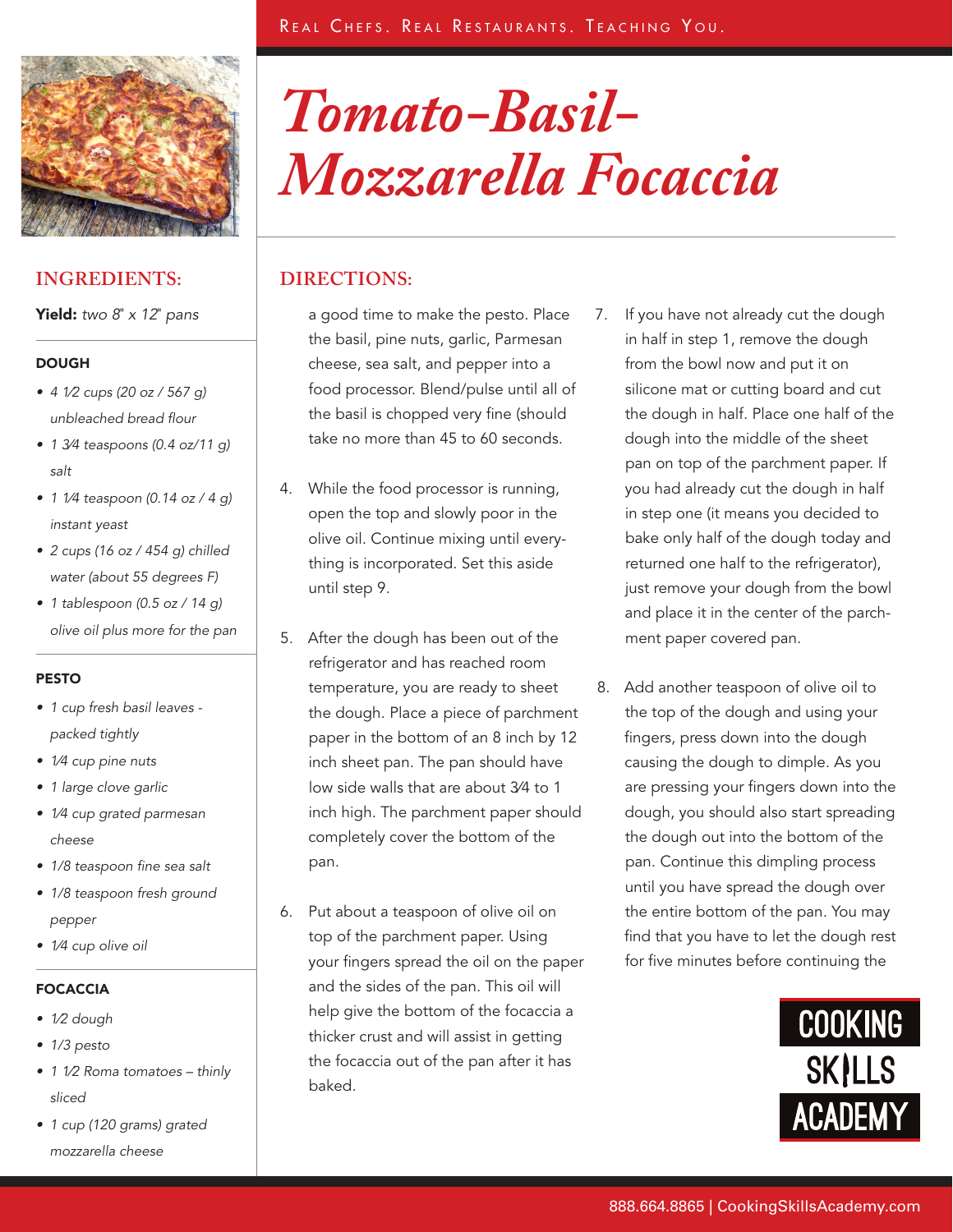# Tomato-Basil-Mozzarella Focaccia

## INGREDIENTS:

**Yield:** *two 8" x 12" pans*

### DOUGH

- *4 1⁄2 cups (20 oz / 567 g) unbleached bread flour*
- *1 3⁄4 teaspoons (0.4 oz/11 g) salt*
- *1 1⁄4 teaspoon (0.14 oz / 4 g) instant yeast*
- *2 cups (16 oz / 454 g) chilled water (about 55 degrees F)*
- *1 tablespoon (0.5 oz / 14 g) olive oil plus more for the pan*

### PESTO

- *1 cup fresh basil leaves - packed tightly*
- *1⁄4 cup pine nuts*
- *1 large clove garlic*
- *1⁄4 cup grated parmesan cheese*
- *1/8 teaspoon fine sea salt*
- *1/8 teaspoon fresh ground pepper*
- *1⁄4 cup olive oil*

### FOCACCIA

- *1/2 dough*
- *1/3 pesto*
- *1 1⁄2 Roma tomatoes – thinly sliced*
- *1 cup (120 grams) grated mozzarella cheese*

## DIRECTIONS:

a good time to make the pesto. Place the basil, pine nuts, garlic, Parmesan cheese, sea salt, and pepper into a food processor. Blend/pulse until all of the basil is chopped very fine (should take no more than 45 to 60 seconds.

4. While the food processor is running, open the top and slowly poor in the olive oil. Continue mixing until everything is incorporated. Set this aside until step 9.

5. After the dough has been out of the refrigerator and has reached room temperature, you are ready to sheet the dough. Place a piece of parchment paper in the bottom of an 8 inch by 12 inch sheet pan. The pan should have low side walls that are about 3⁄4 to 1 inch high. The parchment paper should completely cover the bottom of the pan.

6. Put about a teaspoon of olive oil on top of the parchment paper. Using your fingers spread the oil on the paper and the sides of the pan. This oil will help give the bottom of the focaccia a thicker crust and will assist in getting the focaccia out of the pan after it has baked.

7. If you have not already cut the dough in half in step 1, remove the dough from the bowl now and put it on silicone mat or cutting board and cut the dough in half. Place one half of the dough into the middle of the sheet pan on top of the parchment paper. If you had already cut the dough in half in step one (it means you decided to bake only half of the dough today and returned one half to the refrigerator), just remove your dough from the bowl and place it in the center of the parchment paper covered pan.

8. Add another teaspoon of olive oil to the top of the dough and using your fingers, press down into the dough causing the dough to dimple. As you are pressing your fingers down into the dough, you should also start spreading the dough out into the bottom of the pan. Continue this dimpling process until you have spread the dough over the entire bottom of the pan. You may find that you have to let the dough rest for five minutes before continuing the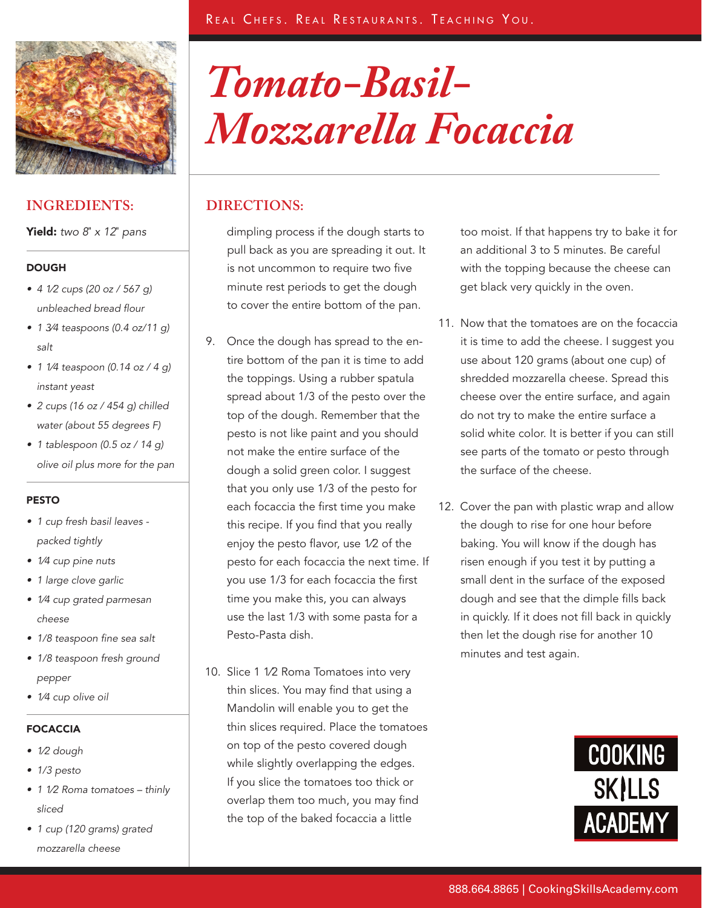／# Tomato-Basil-Mozzarella Focaccia

## INGREDIENTS:

**Yield:** *two 8" x 12" pans*

### DOUGH

- *4 1⁄2 cups (20 oz / 567 g) unbleached bread flour*
- *1 3⁄4 teaspoons (0.4 oz/11 g) salt*
- *1 1⁄4 teaspoon (0.14 oz / 4 g) instant yeast*
- *2 cups (16 oz / 454 g) chilled water (about 55 degrees F)*
- *1 tablespoon (0.5 oz / 14 g) olive oil plus more for the pan*

### PESTO

- *1 cup fresh basil leaves - packed tightly*
- *1⁄4 cup pine nuts*
- *1 large clove garlic*
- *1⁄4 cup grated parmesan cheese*
- *1/8 teaspoon fine sea salt*
- *1/8 teaspoon fresh ground pepper*
- *1⁄4 cup olive oil*

### FOCACCIA

- *1⁄2 dough*
- *1/3 pesto*
- *1 1⁄2 Roma tomatoes – thinly sliced*
- *1 cup (120 grams) grated mozzarella cheese*

## DIRECTIONS:

dimpling process if the dough starts to pull back as you are spreading it out. It is not uncommon to require two five minute rest periods to get the dough to cover the entire bottom of the pan.

9. Once the dough has spread to the entire bottom of the pan it is time to add the toppings. Using a rubber spatula spread about 1/3 of the pesto over the top of the dough. Remember that the pesto is not like paint and you should not make the entire surface of the dough a solid green color. I suggest that you only use 1/3 of the pesto for each focaccia the first time you make this recipe. If you find that you really enjoy the pesto flavor, use 1⁄2 of the pesto for each focaccia the next time. If you use 1/3 for each focaccia the first time you make this, you can always use the last 1/3 with some pasta for a Pesto-Pasta dish.

10. Slice 1 1⁄2 Roma Tomatoes into very thin slices. You may find that using a Mandolin will enable you to get the thin slices required. Place the tomatoes on top of the pesto covered dough while slightly overlapping the edges. If you slice the tomatoes too thick or overlap them too much, you may find the top of the baked focaccia a little too moist. If that happens try to bake it for an additional 3 to 5 minutes. Be careful with the topping because the cheese can get black very quickly in the oven.

11. Now that the tomatoes are on the focaccia it is time to add the cheese. I suggest you use about 120 grams (about one cup) of shredded mozzarella cheese. Spread this cheese over the entire surface, and again do not try to make the entire surface a solid white color. It is better if you can still see parts of the tomato or pesto through the surface of the cheese.

12. Cover the pan with plastic wrap and allow the dough to rise for one hour before baking. You will know if the dough has risen enough if you test it by putting a small dent in the surface of the exposed dough and see that the dimple fills back in quickly. If it does not fill back in quickly then let the dough rise for another 10 minutes and test again.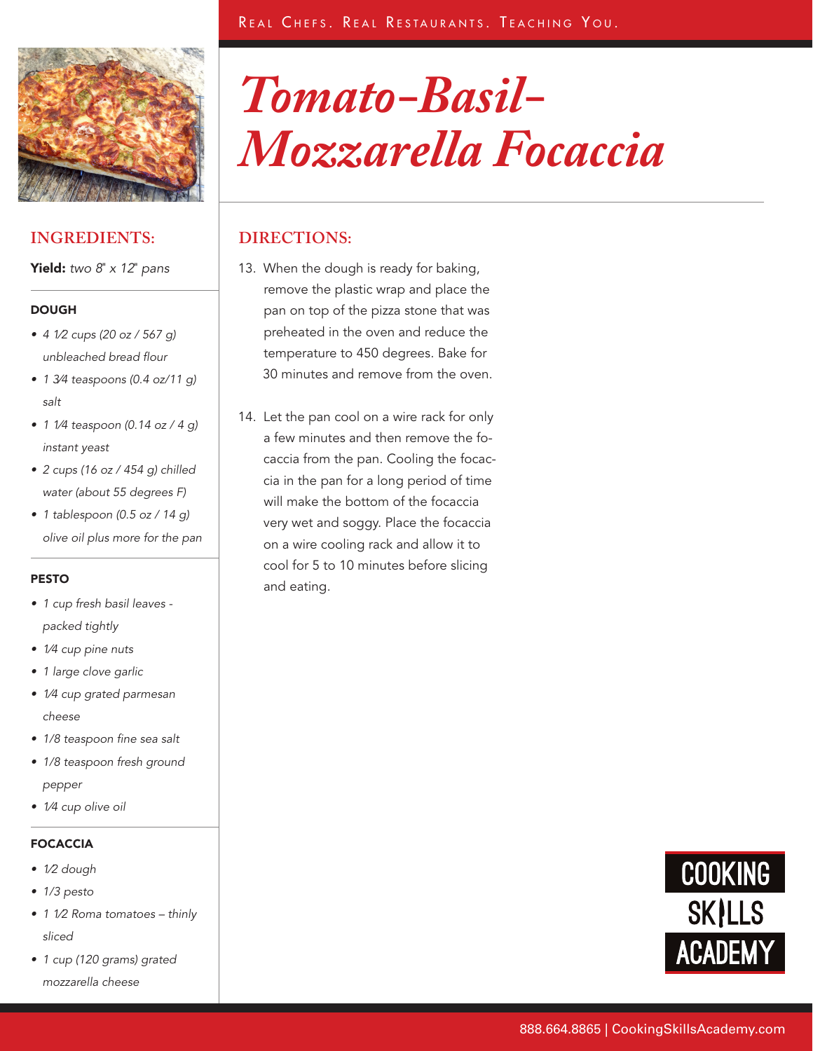# Tomato-Basil-Mozzarella Focaccia

## INGREDIENTS:

**Yield:** *two 8" x 12" pans*

### DOUGH

- *4 1⁄2 cups (20 oz / 567 g) unbleached bread flour*
- *1 3⁄4 teaspoons (0.4 oz/11 g) salt*
- *1 1⁄4 teaspoon (0.14 oz / 4 g) instant yeast*
- *2 cups (16 oz / 454 g) chilled water (about 55 degrees F)*
- *1 tablespoon (0.5 oz / 14 g) olive oil plus more for the pan*

### PESTO

- *1 cup fresh basil leaves - packed tightly*
- *1⁄4 cup pine nuts*
- *1 large clove garlic*
- *1⁄4 cup grated parmesan cheese*
- *1/8 teaspoon fine sea salt*
- *1/8 teaspoon fresh ground pepper*
- *1⁄4 cup olive oil*

### FOCACCIA

- *1/2 dough*
- *1/3 pesto*
- *1 1⁄2 Roma tomatoes – thinly sliced*
- *1 cup (120 grams) grated mozzarella cheese*

## DIRECTIONS:

13. When the dough is ready for baking, remove the plastic wrap and place the pan on top of the pizza stone that was preheated in the oven and reduce the temperature to 450 degrees. Bake for 30 minutes and remove from the oven.

14. Let the pan cool on a wire rack for only a few minutes and then remove the focaccia from the pan. Cooling the focaccia in the pan for a long period of time will make the bottom of the focaccia very wet and soggy. Place the focaccia on a wire cooling rack and allow it to cool for 5 to 10 minutes before slicing and eating.